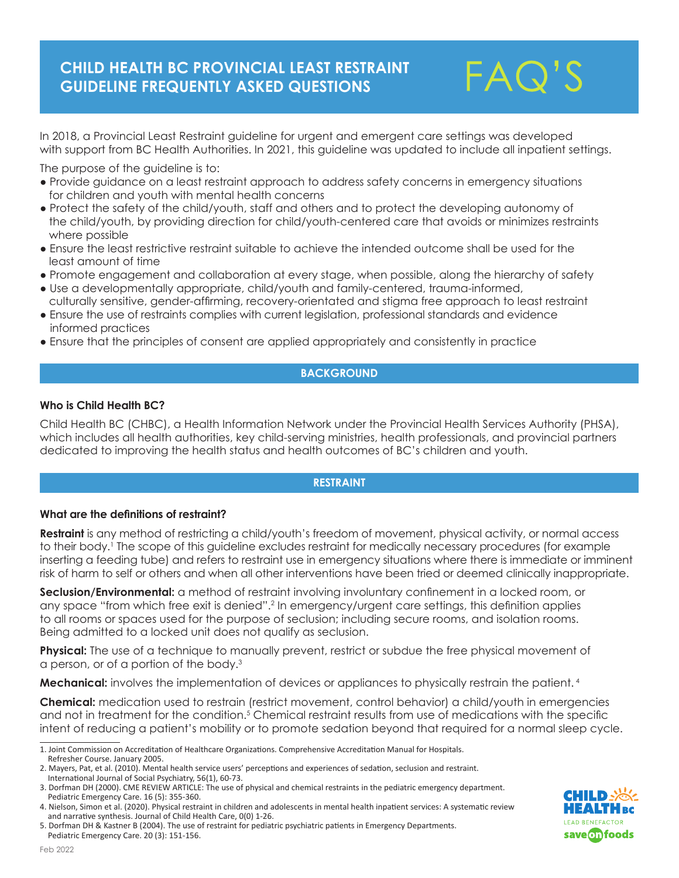# CHILD HEALTH BC PROVINCIAL LEAST RESTRAINT GUIDELINE FREQUENTLY ASKED QUESTIONS

FAQ'S

In 2018, a Provincial Least Restraint guideline for urgent and emergent care settings was developed with support from BC Health Authorities. In 2021, this guideline was updated to include all inpatient settings.

The purpose of the guideline is to:

- Provide guidance on a least restraint approach to address safety concerns in emergency situations for children and youth with mental health concerns
- Protect the safety of the child/youth, staff and others and to protect the developing autonomy of the child/youth, by providing direction for child/youth-centered care that avoids or minimizes restraints where possible
- Ensure the least restrictive restraint suitable to achieve the intended outcome shall be used for the least amount of time
- Promote engagement and collaboration at every stage, when possible, along the hierarchy of safety
- Use a developmentally appropriate, child/youth and family-centered, trauma-informed, culturally sensitive, gender-affirming, recovery-orientated and stigma free approach to least restraint
- Ensure the use of restraints complies with current legislation, professional standards and evidence informed practices
- Ensure that the principles of consent are applied appropriately and consistently in practice

## BACKGROUND

### Who is Child Health BC?

Child Health BC (CHBC), a Health Information Network under the Provincial Health Services Authority (PHSA), which includes all health authorities, key child-serving ministries, health professionals, and provincial partners dedicated to improving the health status and health outcomes of BC's children and youth.

## RESTRAINT

### What are the definitions of restraint?

**Restraint** is any method of restricting a child/youth's freedom of movement, physical activity, or normal access to their body.[1] The scope of this guideline excludes restraint for medically necessary procedures (for example inserting a feeding tube) and refers to restraint use in emergency situations where there is immediate or imminent risk of harm to self or others and when all other interventions have been tried or deemed clinically inappropriate.

**Seclusion/Environmental:** a method of restraint involving involuntary confinement in a locked room, or any space "from which free exit is denied".[2] In emergency/urgent care settings, this definition applies to all rooms or spaces used for the purpose of seclusion; including secure rooms, and isolation rooms. Being admitted to a locked unit does not qualify as seclusion.

**Physical:** The use of a technique to manually prevent, restrict or subdue the free physical movement of a person, or of a portion of the body.[3]

**Mechanical:** involves the implementation of devices or appliances to physically restrain the patient.[4]

**Chemical:** medication used to restrain (restrict movement, control behavior) a child/youth in emergencies and not in treatment for the condition.[5] Chemical restraint results from use of medications with the specific intent of reducing a patient's mobility or to promote sedation beyond that required for a normal sleep cycle.

---

1. Joint Commission on Accreditation of Healthcare Organizations. Comprehensive Accreditation Manual for Hospitals. Refresher Course. January 2005.
2. Mayers, Pat, et al. (2010). Mental health service users' perceptions and experiences of sedation, seclusion and restraint. International Journal of Social Psychiatry, 56(1), 60-73.
3. Dorfman DH (2000). CME REVIEW ARTICLE: The use of physical and chemical restraints in the pediatric emergency department. Pediatric Emergency Care. 16 (5): 355-360.
4. Nielson, Simon et al. (2020). Physical restraint in children and adolescents in mental health inpatient services: A systematic review and narrative synthesis. Journal of Child Health Care, 0(0) 1-26.
5. Dorfman DH & Kastner B (2004). The use of restraint for pediatric psychiatric patients in Emergency Departments. Pediatric Emergency Care. 20 (3): 151-156.

Feb 2022

CHILD HEALTH BC — LEAD BENEFACTOR save on foods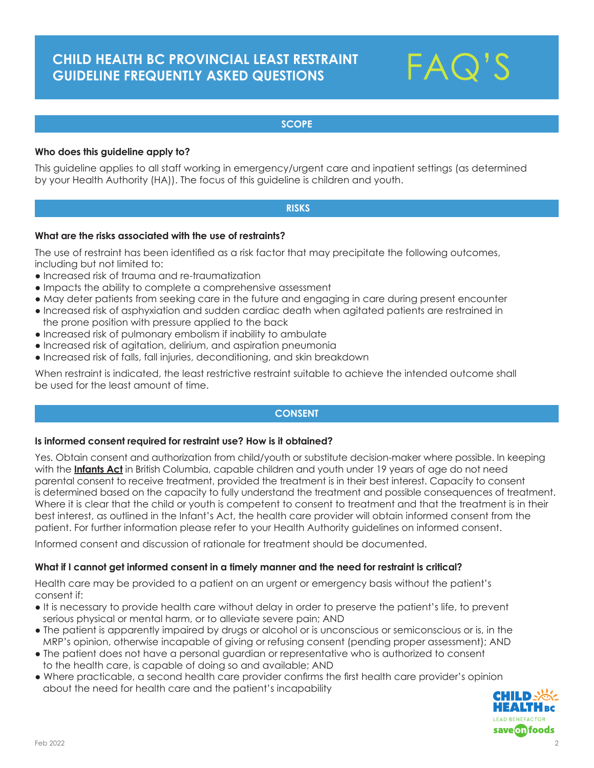# CHILD HEALTH BC PROVINCIAL LEAST RESTRAINT GUIDELINE FREQUENTLY ASKED QUESTIONS

FAQ'S

## SCOPE

**Who does this guideline apply to?**

This guideline applies to all staff working in emergency/urgent care and inpatient settings (as determined by your Health Authority (HA)). The focus of this guideline is children and youth.

## RISKS

**What are the risks associated with the use of restraints?**

The use of restraint has been identified as a risk factor that may precipitate the following outcomes, including but not limited to:

- Increased risk of trauma and re-traumatization
- Impacts the ability to complete a comprehensive assessment
- May deter patients from seeking care in the future and engaging in care during present encounter
- Increased risk of asphyxiation and sudden cardiac death when agitated patients are restrained in the prone position with pressure applied to the back
- Increased risk of pulmonary embolism if inability to ambulate
- Increased risk of agitation, delirium, and aspiration pneumonia
- Increased risk of falls, fall injuries, deconditioning, and skin breakdown

When restraint is indicated, the least restrictive restraint suitable to achieve the intended outcome shall be used for the least amount of time.

## CONSENT

**Is informed consent required for restraint use? How is it obtained?**

Yes. Obtain consent and authorization from child/youth or substitute decision-maker where possible. In keeping with the **Infants Act** in British Columbia, capable children and youth under 19 years of age do not need parental consent to receive treatment, provided the treatment is in their best interest. Capacity to consent is determined based on the capacity to fully understand the treatment and possible consequences of treatment. Where it is clear that the child or youth is competent to consent to treatment and that the treatment is in their best interest, as outlined in the Infant's Act, the health care provider will obtain informed consent from the patient. For further information please refer to your Health Authority guidelines on informed consent.

Informed consent and discussion of rationale for treatment should be documented.

**What if I cannot get informed consent in a timely manner and the need for restraint is critical?**

Health care may be provided to a patient on an urgent or emergency basis without the patient's consent if:

- It is necessary to provide health care without delay in order to preserve the patient's life, to prevent serious physical or mental harm, or to alleviate severe pain; AND
- The patient is apparently impaired by drugs or alcohol or is unconscious or semiconscious or is, in the MRP's opinion, otherwise incapable of giving or refusing consent (pending proper assessment); AND
- The patient does not have a personal guardian or representative who is authorized to consent to the health care, is capable of doing so and available; AND
- Where practicable, a second health care provider confirms the first health care provider's opinion about the need for health care and the patient's incapability

Feb 2022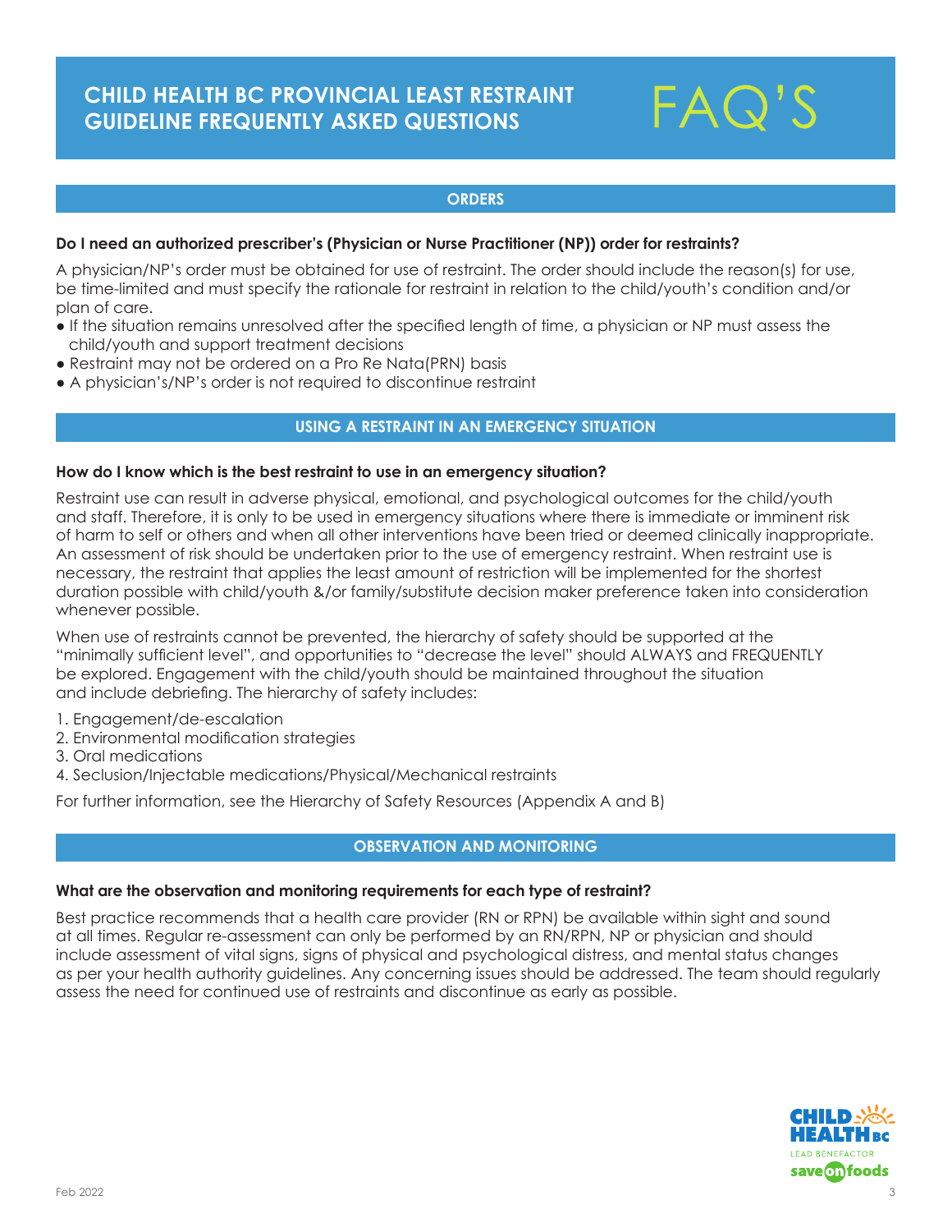# CHILD HEALTH BC PROVINCIAL LEAST RESTRAINT GUIDELINE FREQUENTLY ASKED QUESTIONS

FAQ'S

## ORDERS

**Do I need an authorized prescriber's (Physician or Nurse Practitioner (NP)) order for restraints?**

A physician/NP's order must be obtained for use of restraint. The order should include the reason(s) for use, be time-limited and must specify the rationale for restraint in relation to the child/youth's condition and/or plan of care.

- If the situation remains unresolved after the specified length of time, a physician or NP must assess the child/youth and support treatment decisions
- Restraint may not be ordered on a Pro Re Nata(PRN) basis
- A physician's/NP's order is not required to discontinue restraint

## USING A RESTRAINT IN AN EMERGENCY SITUATION

**How do I know which is the best restraint to use in an emergency situation?**

Restraint use can result in adverse physical, emotional, and psychological outcomes for the child/youth and staff. Therefore, it is only to be used in emergency situations where there is immediate or imminent risk of harm to self or others and when all other interventions have been tried or deemed clinically inappropriate. An assessment of risk should be undertaken prior to the use of emergency restraint. When restraint use is necessary, the restraint that applies the least amount of restriction will be implemented for the shortest duration possible with child/youth &/or family/substitute decision maker preference taken into consideration whenever possible.

When use of restraints cannot be prevented, the hierarchy of safety should be supported at the "minimally sufficient level", and opportunities to "decrease the level" should ALWAYS and FREQUENTLY be explored. Engagement with the child/youth should be maintained throughout the situation and include debriefing. The hierarchy of safety includes:

1. Engagement/de-escalation
2. Environmental modification strategies
3. Oral medications
4. Seclusion/Injectable medications/Physical/Mechanical restraints

For further information, see the Hierarchy of Safety Resources (Appendix A and B)

## OBSERVATION AND MONITORING

**What are the observation and monitoring requirements for each type of restraint?**

Best practice recommends that a health care provider (RN or RPN) be available within sight and sound at all times. Regular re-assessment can only be performed by an RN/RPN, NP or physician and should include assessment of vital signs, signs of physical and psychological distress, and mental status changes as per your health authority guidelines. Any concerning issues should be addressed. The team should regularly assess the need for continued use of restraints and discontinue as early as possible.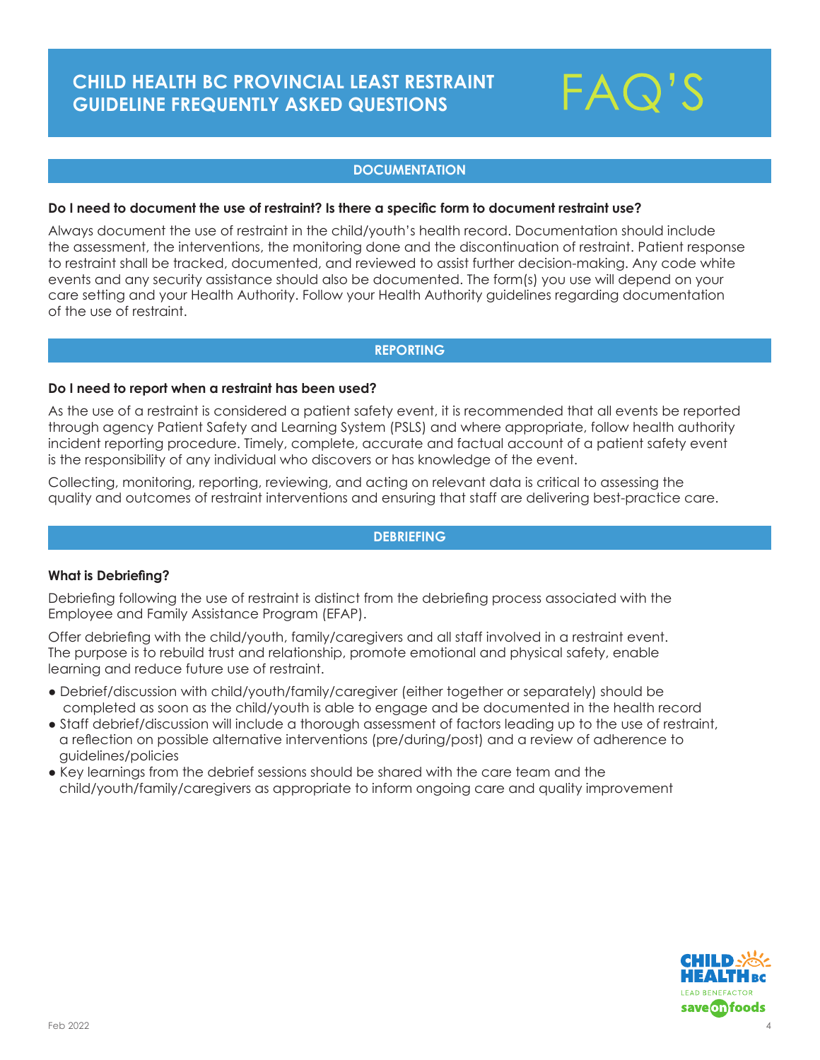# CHILD HEALTH BC PROVINCIAL LEAST RESTRAINT GUIDELINE FREQUENTLY ASKED QUESTIONS

FAQ'S

## DOCUMENTATION

**Do I need to document the use of restraint? Is there a specific form to document restraint use?**

Always document the use of restraint in the child/youth's health record. Documentation should include the assessment, the interventions, the monitoring done and the discontinuation of restraint. Patient response to restraint shall be tracked, documented, and reviewed to assist further decision-making. Any code white events and any security assistance should also be documented. The form(s) you use will depend on your care setting and your Health Authority. Follow your Health Authority guidelines regarding documentation of the use of restraint.

## REPORTING

**Do I need to report when a restraint has been used?**

As the use of a restraint is considered a patient safety event, it is recommended that all events be reported through agency Patient Safety and Learning System (PSLS) and where appropriate, follow health authority incident reporting procedure. Timely, complete, accurate and factual account of a patient safety event is the responsibility of any individual who discovers or has knowledge of the event.

Collecting, monitoring, reporting, reviewing, and acting on relevant data is critical to assessing the quality and outcomes of restraint interventions and ensuring that staff are delivering best-practice care.

## DEBRIEFING

**What is Debriefing?**

Debriefing following the use of restraint is distinct from the debriefing process associated with the Employee and Family Assistance Program (EFAP).

Offer debriefing with the child/youth, family/caregivers and all staff involved in a restraint event. The purpose is to rebuild trust and relationship, promote emotional and physical safety, enable learning and reduce future use of restraint.

- Debrief/discussion with child/youth/family/caregiver (either together or separately) should be completed as soon as the child/youth is able to engage and be documented in the health record
- Staff debrief/discussion will include a thorough assessment of factors leading up to the use of restraint, a reflection on possible alternative interventions (pre/during/post) and a review of adherence to guidelines/policies
- Key learnings from the debrief sessions should be shared with the care team and the child/youth/family/caregivers as appropriate to inform ongoing care and quality improvement

CHILD HEALTH BC
LEAD BENEFACTOR
save on foods

Feb 2022